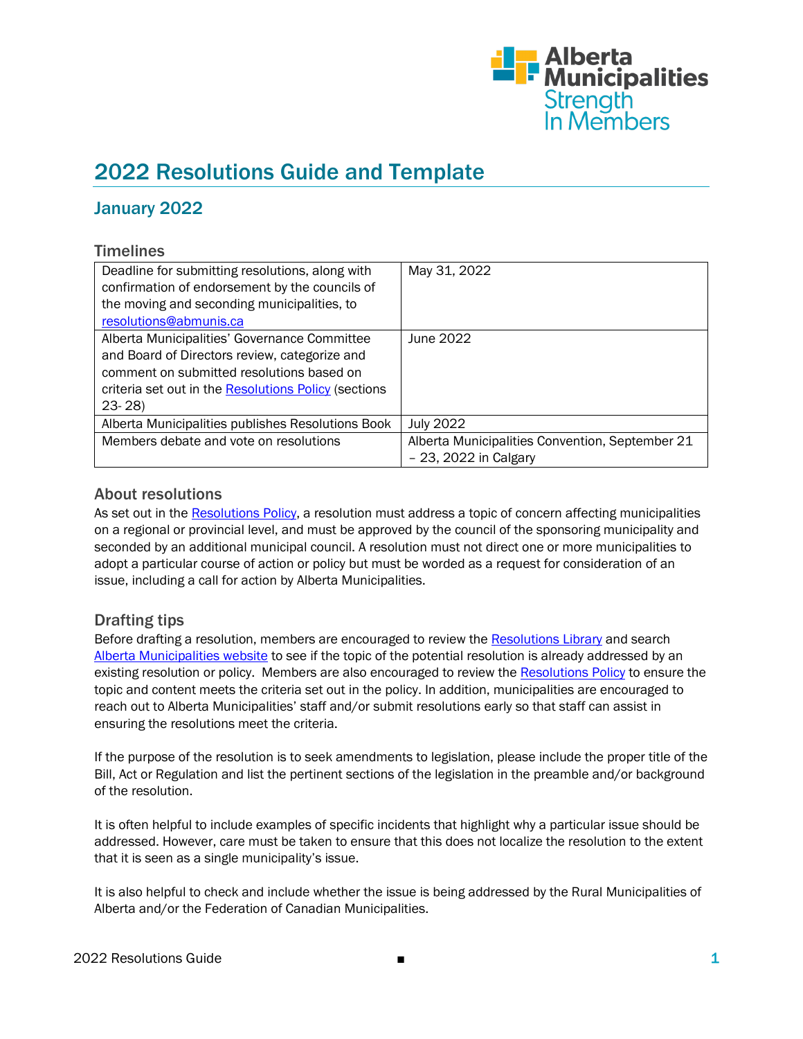# 2022 Resolutions Guide and Template

## January 2022

### Timelines

| | |
|---|---|
| Deadline for submitting resolutions, along with confirmation of endorsement by the councils of the moving and seconding municipalities, to resolutions@abmunis.ca | May 31, 2022 |
| Alberta Municipalities' Governance Committee and Board of Directors review, categorize and comment on submitted resolutions based on criteria set out in the Resolutions Policy (sections 23- 28) | June 2022 |
| Alberta Municipalities publishes Resolutions Book | July 2022 |
| Members debate and vote on resolutions | Alberta Municipalities Convention, September 21 – 23, 2022 in Calgary |

### About resolutions

As set out in the Resolutions Policy, a resolution must address a topic of concern affecting municipalities on a regional or provincial level, and must be approved by the council of the sponsoring municipality and seconded by an additional municipal council. A resolution must not direct one or more municipalities to adopt a particular course of action or policy but must be worded as a request for consideration of an issue, including a call for action by Alberta Municipalities.

### Drafting tips

Before drafting a resolution, members are encouraged to review the Resolutions Library and search Alberta Municipalities website to see if the topic of the potential resolution is already addressed by an existing resolution or policy. Members are also encouraged to review the Resolutions Policy to ensure the topic and content meets the criteria set out in the policy. In addition, municipalities are encouraged to reach out to Alberta Municipalities' staff and/or submit resolutions early so that staff can assist in ensuring the resolutions meet the criteria.

If the purpose of the resolution is to seek amendments to legislation, please include the proper title of the Bill, Act or Regulation and list the pertinent sections of the legislation in the preamble and/or background of the resolution.

It is often helpful to include examples of specific incidents that highlight why a particular issue should be addressed. However, care must be taken to ensure that this does not localize the resolution to the extent that it is seen as a single municipality's issue.

It is also helpful to check and include whether the issue is being addressed by the Rural Municipalities of Alberta and/or the Federation of Canadian Municipalities.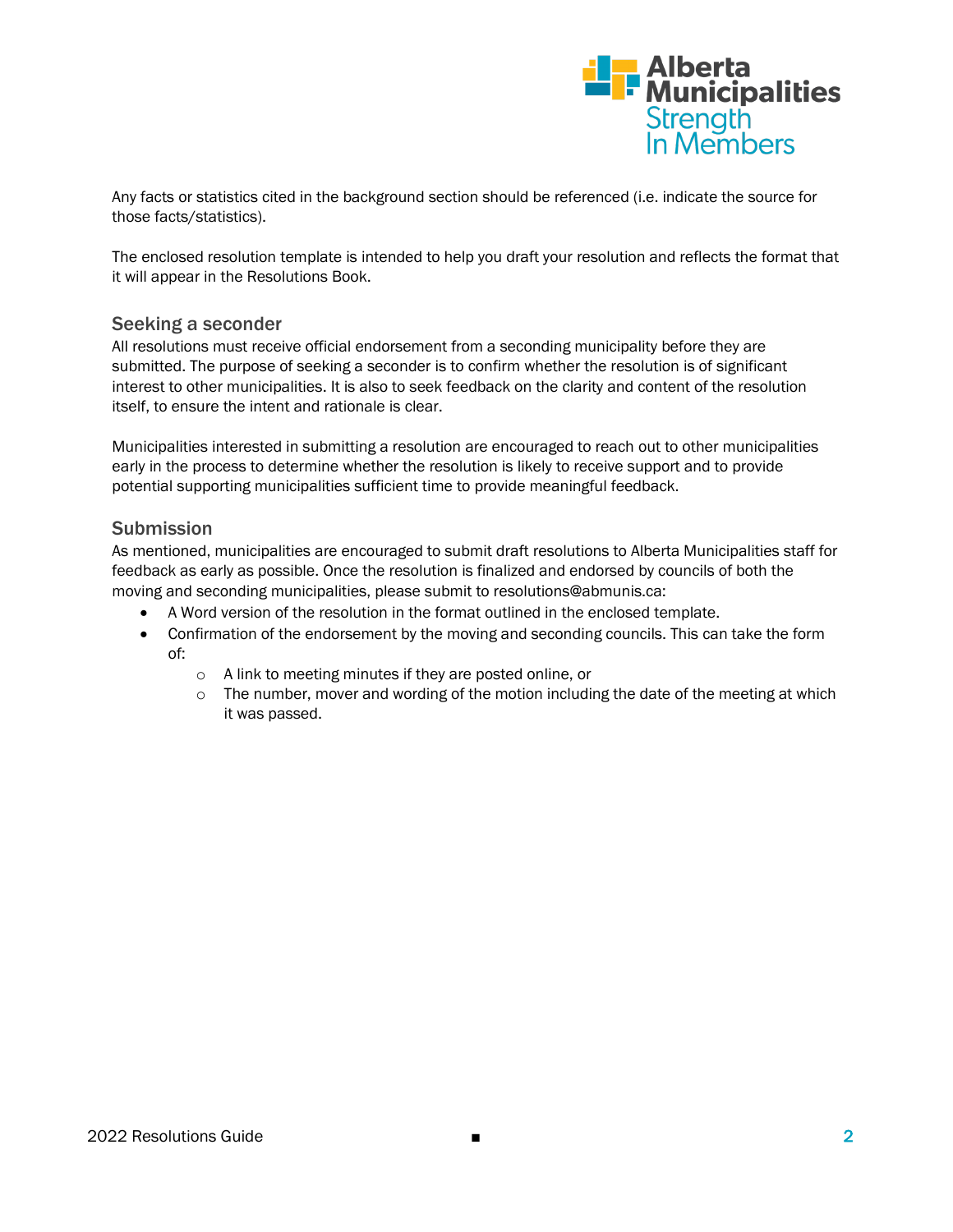Any facts or statistics cited in the background section should be referenced (i.e. indicate the source for those facts/statistics).

The enclosed resolution template is intended to help you draft your resolution and reflects the format that it will appear in the Resolutions Book.

## Seeking a seconder

All resolutions must receive official endorsement from a seconding municipality before they are submitted. The purpose of seeking a seconder is to confirm whether the resolution is of significant interest to other municipalities. It is also to seek feedback on the clarity and content of the resolution itself, to ensure the intent and rationale is clear.

Municipalities interested in submitting a resolution are encouraged to reach out to other municipalities early in the process to determine whether the resolution is likely to receive support and to provide potential supporting municipalities sufficient time to provide meaningful feedback.

## Submission

As mentioned, municipalities are encouraged to submit draft resolutions to Alberta Municipalities staff for feedback as early as possible. Once the resolution is finalized and endorsed by councils of both the moving and seconding municipalities, please submit to resolutions@abmunis.ca:

- A Word version of the resolution in the format outlined in the enclosed template.
- Confirmation of the endorsement by the moving and seconding councils. This can take the form of:
    - A link to meeting minutes if they are posted online, or
    - The number, mover and wording of the motion including the date of the meeting at which it was passed.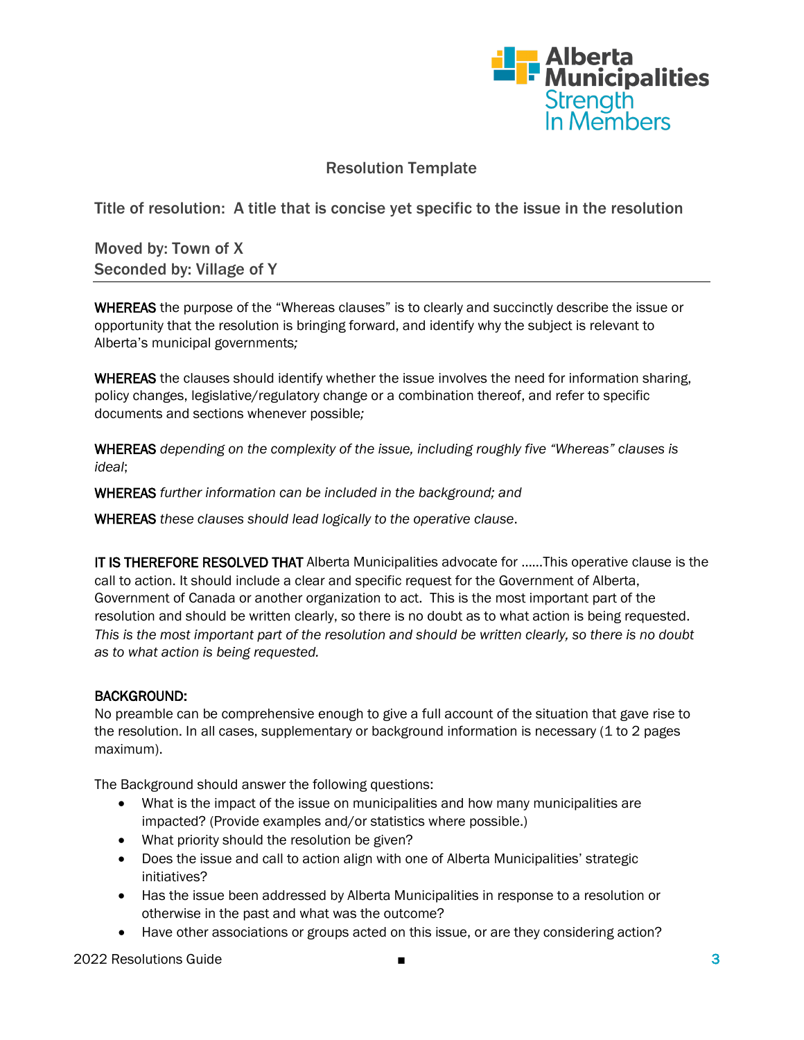## Resolution Template

**Title of resolution: A title that is concise yet specific to the issue in the resolution**

**Moved by: Town of X**
**Seconded by: Village of Y**

---

**WHEREAS** the purpose of the "Whereas clauses" is to clearly and succinctly describe the issue or opportunity that the resolution is bringing forward, and identify why the subject is relevant to Alberta's municipal governments*;*

**WHEREAS** the clauses should identify whether the issue involves the need for information sharing, policy changes, legislative/regulatory change or a combination thereof, and refer to specific documents and sections whenever possible*;*

**WHEREAS** *depending on the complexity of the issue, including roughly five "Whereas" clauses is ideal*;

**WHEREAS** *further information can be included in the background; and*

**WHEREAS** *these clauses should lead logically to the operative clause*.

**IT IS THEREFORE RESOLVED THAT** Alberta Municipalities advocate for ......This operative clause is the call to action. It should include a clear and specific request for the Government of Alberta, Government of Canada or another organization to act. This is the most important part of the resolution and should be written clearly, so there is no doubt as to what action is being requested. *This is the most important part of the resolution and should be written clearly, so there is no doubt as to what action is being requested.*

**BACKGROUND:**

No preamble can be comprehensive enough to give a full account of the situation that gave rise to the resolution. In all cases, supplementary or background information is necessary (1 to 2 pages maximum).

The Background should answer the following questions:

- What is the impact of the issue on municipalities and how many municipalities are impacted? (Provide examples and/or statistics where possible.)
- What priority should the resolution be given?
- Does the issue and call to action align with one of Alberta Municipalities' strategic initiatives?
- Has the issue been addressed by Alberta Municipalities in response to a resolution or otherwise in the past and what was the outcome?
- Have other associations or groups acted on this issue, or are they considering action?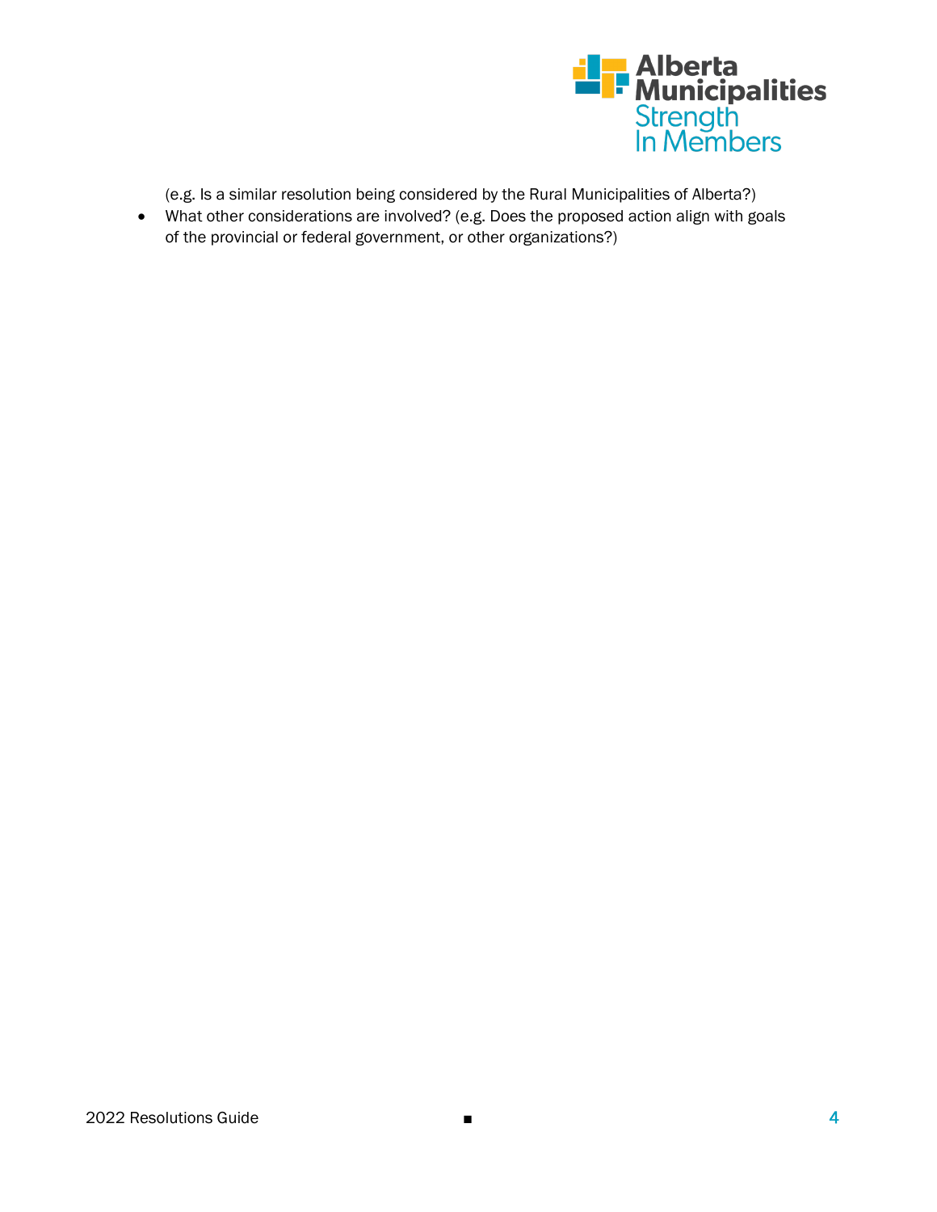(e.g. Is a similar resolution being considered by the Rural Municipalities of Alberta?)

- What other considerations are involved? (e.g. Does the proposed action align with goals of the provincial or federal government, or other organizations?)